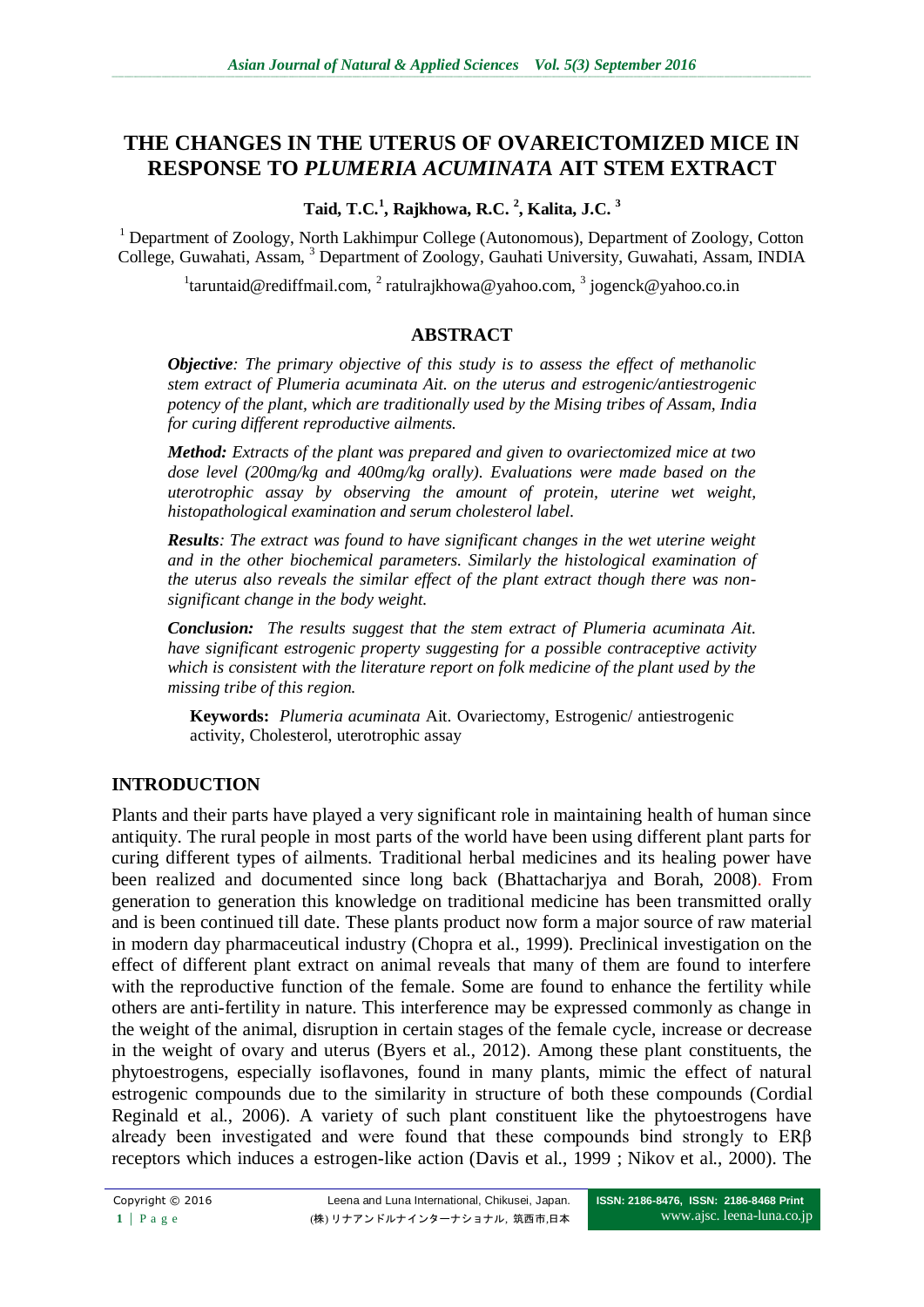# THE CHANGES IN THE UTERUS OF OVAREICTOMIZED MICE IN RESPONSE TO *PLUMERIA ACUMINATA* AIT STEM EXTRACT

**Taid, T.C.[1], Rajkhowa, R.C. [2], Kalita, J.C. [3]**

[1] Department of Zoology, North Lakhimpur College (Autonomous), Department of Zoology, Cotton College, Guwahati, Assam, [3] Department of Zoology, Gauhati University, Guwahati, Assam, INDIA

[1]taruntaid@rediffmail.com, [2] ratulrajkhowa@yahoo.com, [3] jogenck@yahoo.co.in

## ABSTRACT

***Objective****: The primary objective of this study is to assess the effect of methanolic stem extract of Plumeria acuminata Ait. on the uterus and estrogenic/antiestrogenic potency of the plant, which are traditionally used by the Mising tribes of Assam, India for curing different reproductive ailments.*

***Method:*** *Extracts of the plant was prepared and given to ovariectomized mice at two dose level (200mg/kg and 400mg/kg orally). Evaluations were made based on the uterotrophic assay by observing the amount of protein, uterine wet weight, histopathological examination and serum cholesterol label.*

***Results****: The extract was found to have significant changes in the wet uterine weight and in the other biochemical parameters. Similarly the histological examination of the uterus also reveals the similar effect of the plant extract though there was non-significant change in the body weight.*

***Conclusion:*** *The results suggest that the stem extract of Plumeria acuminata Ait. have significant estrogenic property suggesting for a possible contraceptive activity which is consistent with the literature report on folk medicine of the plant used by the missing tribe of this region.*

**Keywords:** *Plumeria acuminata* Ait. Ovariectomy, Estrogenic/ antiestrogenic activity, Cholesterol, uterotrophic assay

## INTRODUCTION

Plants and their parts have played a very significant role in maintaining health of human since antiquity. The rural people in most parts of the world have been using different plant parts for curing different types of ailments. Traditional herbal medicines and its healing power have been realized and documented since long back (Bhattacharjya and Borah, 2008). From generation to generation this knowledge on traditional medicine has been transmitted orally and is been continued till date. These plants product now form a major source of raw material in modern day pharmaceutical industry (Chopra et al., 1999). Preclinical investigation on the effect of different plant extract on animal reveals that many of them are found to interfere with the reproductive function of the female. Some are found to enhance the fertility while others are anti-fertility in nature. This interference may be expressed commonly as change in the weight of the animal, disruption in certain stages of the female cycle, increase or decrease in the weight of ovary and uterus (Byers et al., 2012). Among these plant constituents, the phytoestrogens, especially isoflavones, found in many plants, mimic the effect of natural estrogenic compounds due to the similarity in structure of both these compounds (Cordial Reginald et al., 2006). A variety of such plant constituent like the phytoestrogens have already been investigated and were found that these compounds bind strongly to ERβ receptors which induces a estrogen-like action (Davis et al., 1999 ; Nikov et al., 2000). The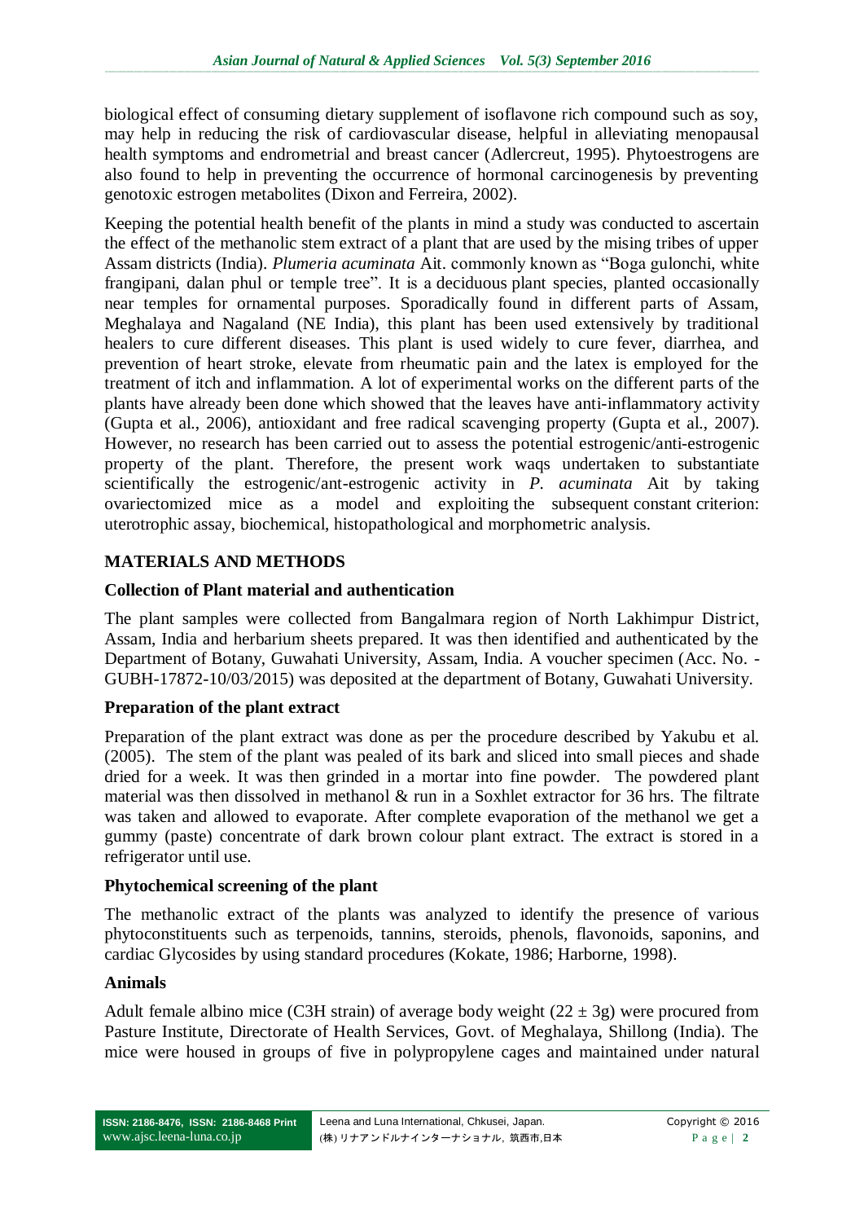biological effect of consuming dietary supplement of isoflavone rich compound such as soy, may help in reducing the risk of cardiovascular disease, helpful in alleviating menopausal health symptoms and endrometrial and breast cancer (Adlercreut, 1995). Phytoestrogens are also found to help in preventing the occurrence of hormonal carcinogenesis by preventing genotoxic estrogen metabolites (Dixon and Ferreira, 2002).

Keeping the potential health benefit of the plants in mind a study was conducted to ascertain the effect of the methanolic stem extract of a plant that are used by the mising tribes of upper Assam districts (India). *Plumeria acuminata* Ait. commonly known as "Boga gulonchi, white frangipani, dalan phul or temple tree". It is a deciduous plant species, planted occasionally near temples for ornamental purposes. Sporadically found in different parts of Assam, Meghalaya and Nagaland (NE India), this plant has been used extensively by traditional healers to cure different diseases. This plant is used widely to cure fever, diarrhea, and prevention of heart stroke, elevate from rheumatic pain and the latex is employed for the treatment of itch and inflammation. A lot of experimental works on the different parts of the plants have already been done which showed that the leaves have anti-inflammatory activity (Gupta et al., 2006), antioxidant and free radical scavenging property (Gupta et al., 2007). However, no research has been carried out to assess the potential estrogenic/anti-estrogenic property of the plant. Therefore, the present work waqs undertaken to substantiate scientifically the estrogenic/ant-estrogenic activity in *P. acuminata* Ait by taking ovariectomized mice as a model and exploiting the subsequent constant criterion: uterotrophic assay, biochemical, histopathological and morphometric analysis.

## MATERIALS AND METHODS

### Collection of Plant material and authentication

The plant samples were collected from Bangalmara region of North Lakhimpur District, Assam, India and herbarium sheets prepared. It was then identified and authenticated by the Department of Botany, Guwahati University, Assam, India. A voucher specimen (Acc. No. - GUBH-17872-10/03/2015) was deposited at the department of Botany, Guwahati University.

### Preparation of the plant extract

Preparation of the plant extract was done as per the procedure described by Yakubu et al. (2005). The stem of the plant was pealed of its bark and sliced into small pieces and shade dried for a week. It was then grinded in a mortar into fine powder. The powdered plant material was then dissolved in methanol & run in a Soxhlet extractor for 36 hrs. The filtrate was taken and allowed to evaporate. After complete evaporation of the methanol we get a gummy (paste) concentrate of dark brown colour plant extract. The extract is stored in a refrigerator until use.

### Phytochemical screening of the plant

The methanolic extract of the plants was analyzed to identify the presence of various phytoconstituents such as terpenoids, tannins, steroids, phenols, flavonoids, saponins, and cardiac Glycosides by using standard procedures (Kokate, 1986; Harborne, 1998).

### Animals

Adult female albino mice (C3H strain) of average body weight ($22 \pm 3$g) were procured from Pasture Institute, Directorate of Health Services, Govt. of Meghalaya, Shillong (India). The mice were housed in groups of five in polypropylene cages and maintained under natural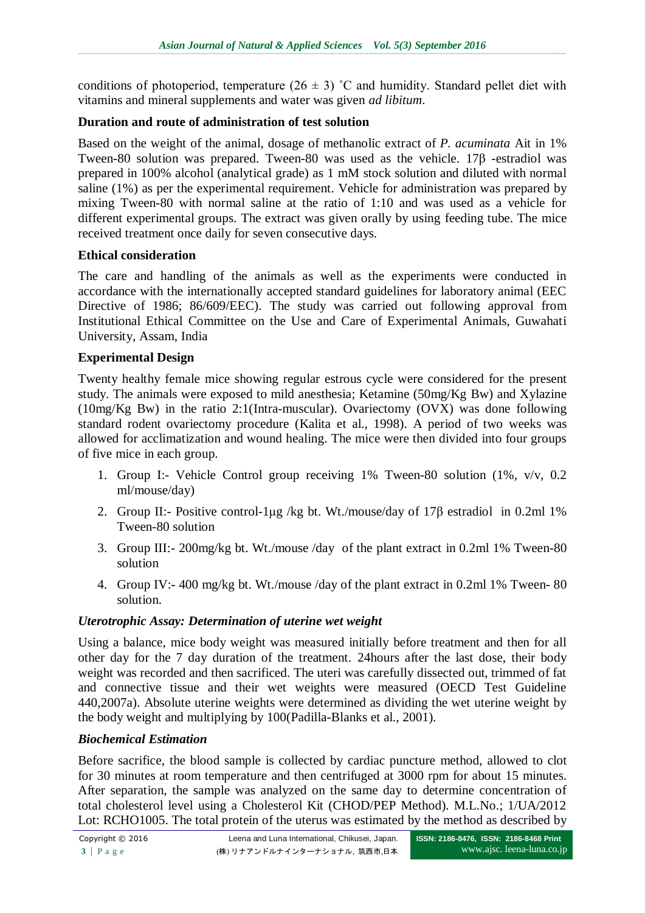conditions of photoperiod, temperature (26 ± 3) ˚C and humidity. Standard pellet diet with vitamins and mineral supplements and water was given *ad libitum*.

**Duration and route of administration of test solution**

Based on the weight of the animal, dosage of methanolic extract of *P. acuminata* Ait in 1% Tween-80 solution was prepared. Tween-80 was used as the vehicle. 17β -estradiol was prepared in 100% alcohol (analytical grade) as 1 mM stock solution and diluted with normal saline (1%) as per the experimental requirement. Vehicle for administration was prepared by mixing Tween-80 with normal saline at the ratio of 1:10 and was used as a vehicle for different experimental groups. The extract was given orally by using feeding tube. The mice received treatment once daily for seven consecutive days.

**Ethical consideration**

The care and handling of the animals as well as the experiments were conducted in accordance with the internationally accepted standard guidelines for laboratory animal (EEC Directive of 1986; 86/609/EEC). The study was carried out following approval from Institutional Ethical Committee on the Use and Care of Experimental Animals, Guwahati University, Assam, India

**Experimental Design**

Twenty healthy female mice showing regular estrous cycle were considered for the present study. The animals were exposed to mild anesthesia; Ketamine (50mg/Kg Bw) and Xylazine (10mg/Kg Bw) in the ratio 2:1(Intra-muscular). Ovariectomy (OVX) was done following standard rodent ovariectomy procedure (Kalita et al., 1998). A period of two weeks was allowed for acclimatization and wound healing. The mice were then divided into four groups of five mice in each group.

1. Group I:- Vehicle Control group receiving 1% Tween-80 solution (1%, v/v, 0.2 ml/mouse/day)
2. Group II:- Positive control-1µg /kg bt. Wt./mouse/day of 17β estradiol in 0.2ml 1% Tween-80 solution
3. Group III:- 200mg/kg bt. Wt./mouse /day of the plant extract in 0.2ml 1% Tween-80 solution
4. Group IV:- 400 mg/kg bt. Wt./mouse /day of the plant extract in 0.2ml 1% Tween- 80 solution.

***Uterotrophic Assay: Determination of uterine wet weight***

Using a balance, mice body weight was measured initially before treatment and then for all other day for the 7 day duration of the treatment. 24hours after the last dose, their body weight was recorded and then sacrificed. The uteri was carefully dissected out, trimmed of fat and connective tissue and their wet weights were measured (OECD Test Guideline 440,2007a). Absolute uterine weights were determined as dividing the wet uterine weight by the body weight and multiplying by 100(Padilla-Blanks et al., 2001).

***Biochemical Estimation***

Before sacrifice, the blood sample is collected by cardiac puncture method, allowed to clot for 30 minutes at room temperature and then centrifuged at 3000 rpm for about 15 minutes. After separation, the sample was analyzed on the same day to determine concentration of total cholesterol level using a Cholesterol Kit (CHOD/PEP Method). M.L.No.; 1/UA/2012 Lot: RCHO1005. The total protein of the uterus was estimated by the method as described by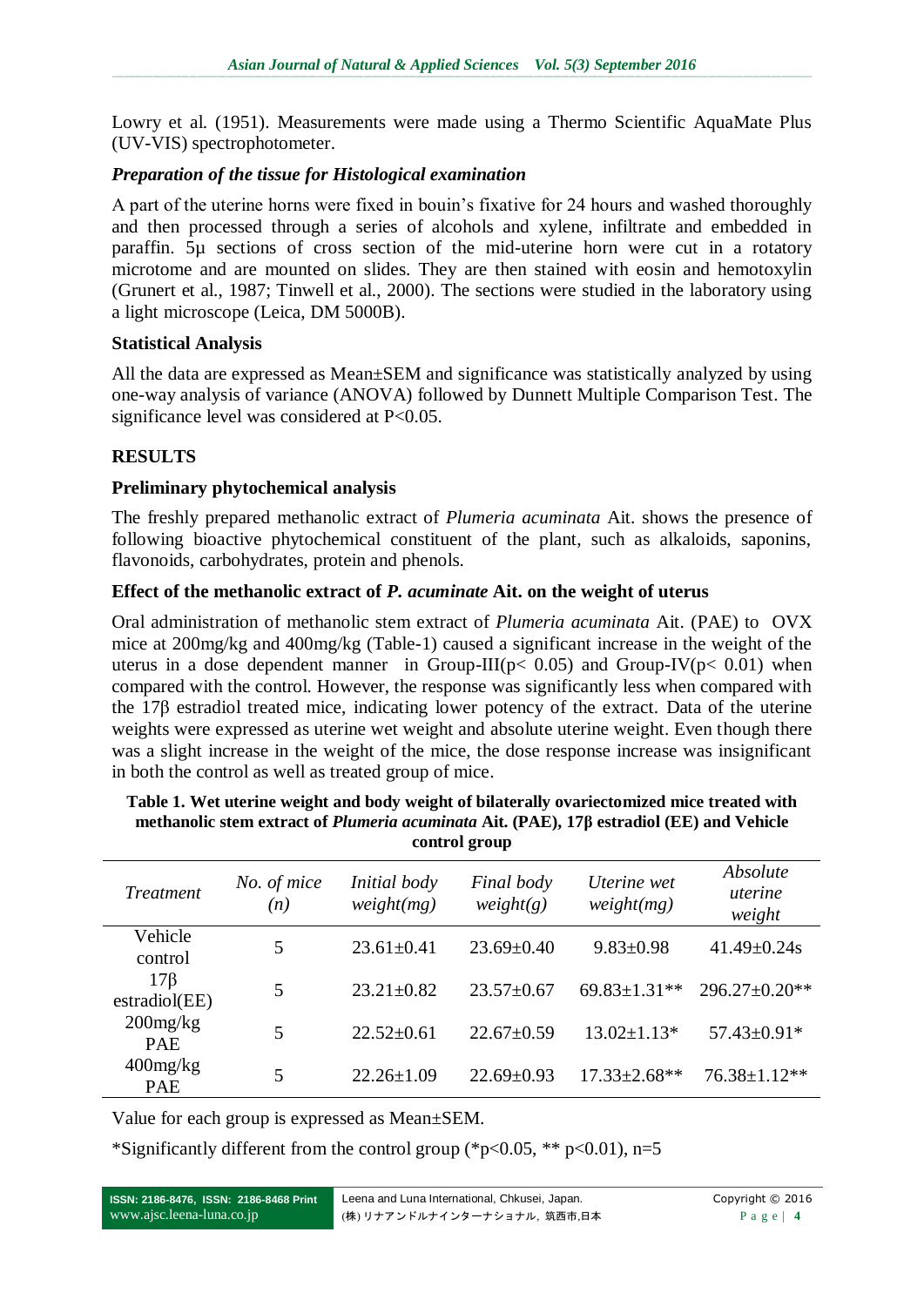Lowry et al. (1951). Measurements were made using a Thermo Scientific AquaMate Plus (UV-VIS) spectrophotometer.

### *Preparation of the tissue for Histological examination*

A part of the uterine horns were fixed in bouin's fixative for 24 hours and washed thoroughly and then processed through a series of alcohols and xylene, infiltrate and embedded in paraffin. 5µ sections of cross section of the mid-uterine horn were cut in a rotatory microtome and are mounted on slides. They are then stained with eosin and hemotoxylin (Grunert et al., 1987; Tinwell et al., 2000). The sections were studied in the laboratory using a light microscope (Leica, DM 5000B).

### Statistical Analysis

All the data are expressed as Mean±SEM and significance was statistically analyzed by using one-way analysis of variance (ANOVA) followed by Dunnett Multiple Comparison Test. The significance level was considered at $P<0.05$.

## RESULTS

### Preliminary phytochemical analysis

The freshly prepared methanolic extract of *Plumeria acuminata* Ait. shows the presence of following bioactive phytochemical constituent of the plant, such as alkaloids, saponins, flavonoids, carbohydrates, protein and phenols.

### Effect of the methanolic extract of *P. acuminate* Ait. on the weight of uterus

Oral administration of methanolic stem extract of *Plumeria acuminata* Ait. (PAE) to OVX mice at 200mg/kg and 400mg/kg (Table-1) caused a significant increase in the weight of the uterus in a dose dependent manner in Group-III($p< 0.05$) and Group-IV($p< 0.01$) when compared with the control. However, the response was significantly less when compared with the 17β estradiol treated mice, indicating lower potency of the extract. Data of the uterine weights were expressed as uterine wet weight and absolute uterine weight. Even though there was a slight increase in the weight of the mice, the dose response increase was insignificant in both the control as well as treated group of mice.

**Table 1. Wet uterine weight and body weight of bilaterally ovariectomized mice treated with methanolic stem extract of *Plumeria acuminata* Ait. (PAE), 17β estradiol (EE) and Vehicle control group**

| *Treatment* | *No. of mice (n)* | *Initial body weight(mg)* | *Final body weight(g)* | *Uterine wet weight(mg)* | *Absolute uterine weight* |
|---|---|---|---|---|---|
| Vehicle control | 5 | 23.61±0.41 | 23.69±0.40 | 9.83±0.98 | 41.49±0.24s |
| 17β estradiol(EE) | 5 | 23.21±0.82 | 23.57±0.67 | 69.83±1.31** | 296.27±0.20** |
| 200mg/kg PAE | 5 | 22.52±0.61 | 22.67±0.59 | 13.02±1.13* | 57.43±0.91* |
| 400mg/kg PAE | 5 | 22.26±1.09 | 22.69±0.93 | 17.33±2.68** | 76.38±1.12** |

Value for each group is expressed as Mean±SEM.

*Significantly different from the control group (*$p<0.05$, ** $p<0.01$), n=5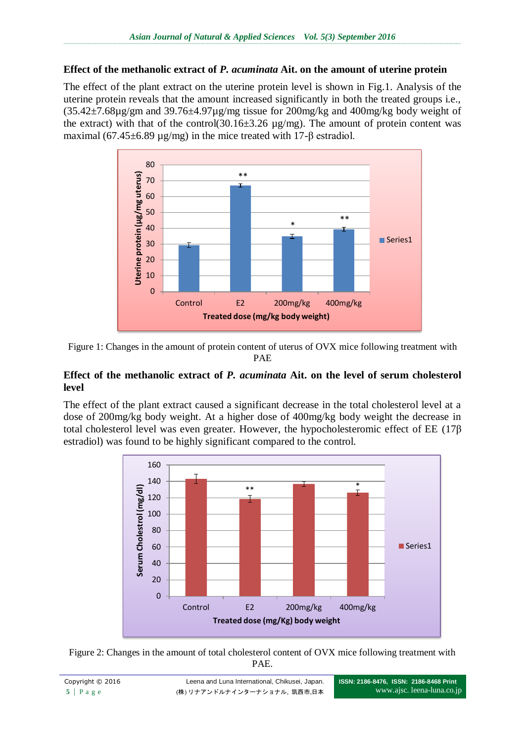### Effect of the methanolic extract of *P. acuminata* Ait. on the amount of uterine protein

The effect of the plant extract on the uterine protein level is shown in Fig.1. Analysis of the uterine protein reveals that the amount increased significantly in both the treated groups i.e., (35.42±7.68µg/gm and 39.76±4.97µg/mg tissue for 200mg/kg and 400mg/kg body weight of the extract) with that of the control(30.16±3.26 µg/mg). The amount of protein content was maximal (67.45±6.89 µg/mg) in the mice treated with 17-β estradiol.

Figure 1: Changes in the amount of protein content of uterus of OVX mice following treatment with PAE

### Effect of the methanolic extract of *P. acuminata* Ait. on the level of serum cholesterol level

The effect of the plant extract caused a significant decrease in the total cholesterol level at a dose of 200mg/kg body weight. At a higher dose of 400mg/kg body weight the decrease in total cholesterol level was even greater. However, the hypocholesteromic effect of EE (17β estradiol) was found to be highly significant compared to the control.

Figure 2: Changes in the amount of total cholesterol content of OVX mice following treatment with PAE.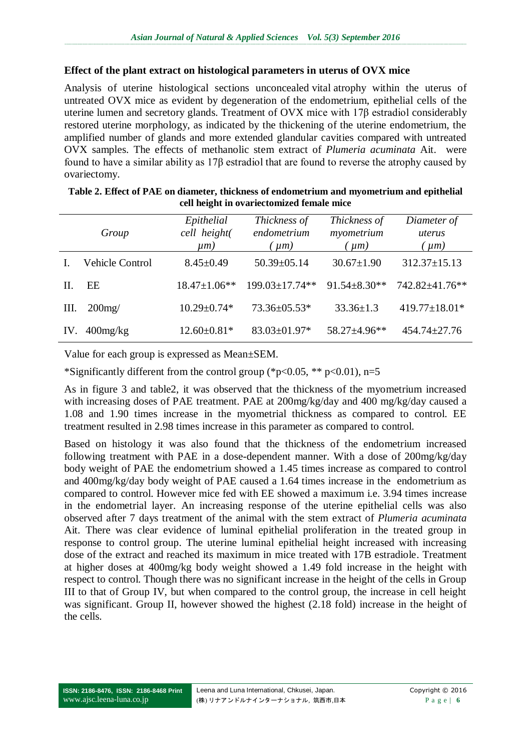### Effect of the plant extract on histological parameters in uterus of OVX mice

Analysis of uterine histological sections unconcealed vital atrophy within the uterus of untreated OVX mice as evident by degeneration of the endometrium, epithelial cells of the uterine lumen and secretory glands. Treatment of OVX mice with 17β estradiol considerably restored uterine morphology, as indicated by the thickening of the uterine endometrium, the amplified number of glands and more extended glandular cavities compared with untreated OVX samples. The effects of methanolic stem extract of *Plumeria acuminata* Ait. were found to have a similar ability as 17β estradiol that are found to reverse the atrophy caused by ovariectomy.

**Table 2. Effect of PAE on diameter, thickness of endometrium and myometrium and epithelial cell height in ovariectomized female mice**

| | *Group* | *Epithelial cell height( μm)* | *Thickness of endometrium ( μm)* | *Thickness of myometrium ( μm)* | *Diameter of uterus ( μm)* |
|---|---|---|---|---|---|
| I. | Vehicle Control | 8.45±0.49 | 50.39±05.14 | 30.67±1.90 | 312.37±15.13 |
| II. | EE | 18.47±1.06** | 199.03±17.74** | 91.54±8.30** | 742.82±41.76** |
| III. | 200mg/ | 10.29±0.74* | 73.36±05.53* | 33.36±1.3 | 419.77±18.01* |
| IV. | 400mg/kg | 12.60±0.81* | 83.03±01.97* | 58.27±4.96** | 454.74±27.76 |

Value for each group is expressed as Mean±SEM.

*Significantly different from the control group (*$p<0.05$, ** $p<0.01$), n=5

As in figure 3 and table2, it was observed that the thickness of the myometrium increased with increasing doses of PAE treatment. PAE at 200mg/kg/day and 400 mg/kg/day caused a 1.08 and 1.90 times increase in the myometrial thickness as compared to control. EE treatment resulted in 2.98 times increase in this parameter as compared to control.

Based on histology it was also found that the thickness of the endometrium increased following treatment with PAE in a dose-dependent manner. With a dose of 200mg/kg/day body weight of PAE the endometrium showed a 1.45 times increase as compared to control and 400mg/kg/day body weight of PAE caused a 1.64 times increase in the endometrium as compared to control. However mice fed with EE showed a maximum i.e. 3.94 times increase in the endometrial layer. An increasing response of the uterine epithelial cells was also observed after 7 days treatment of the animal with the stem extract of *Plumeria acuminata* Ait. There was clear evidence of luminal epithelial proliferation in the treated group in response to control group. The uterine luminal epithelial height increased with increasing dose of the extract and reached its maximum in mice treated with 17B estradiole. Treatment at higher doses at 400mg/kg body weight showed a 1.49 fold increase in the height with respect to control. Though there was no significant increase in the height of the cells in Group III to that of Group IV, but when compared to the control group, the increase in cell height was significant. Group II, however showed the highest (2.18 fold) increase in the height of the cells.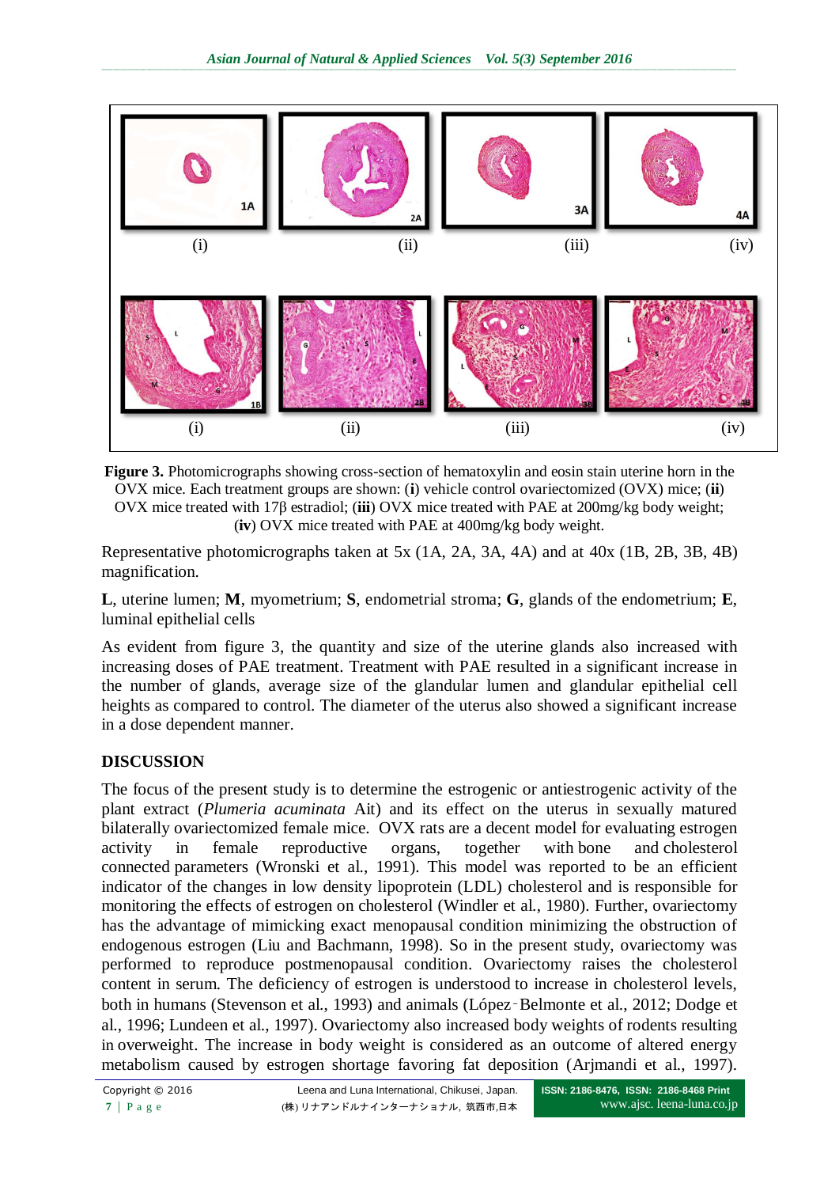**Figure 3.** Photomicrographs showing cross-section of hematoxylin and eosin stain uterine horn in the OVX mice. Each treatment groups are shown: (**i**) vehicle control ovariectomized (OVX) mice; (**ii**) OVX mice treated with 17β estradiol; (**iii**) OVX mice treated with PAE at 200mg/kg body weight; (**iv**) OVX mice treated with PAE at 400mg/kg body weight.

Representative photomicrographs taken at 5x (1A, 2A, 3A, 4A) and at 40x (1B, 2B, 3B, 4B) magnification.

**L**, uterine lumen; **M**, myometrium; **S**, endometrial stroma; **G**, glands of the endometrium; **E**, luminal epithelial cells

As evident from figure 3, the quantity and size of the uterine glands also increased with increasing doses of PAE treatment. Treatment with PAE resulted in a significant increase in the number of glands, average size of the glandular lumen and glandular epithelial cell heights as compared to control. The diameter of the uterus also showed a significant increase in a dose dependent manner.

## DISCUSSION

The focus of the present study is to determine the estrogenic or antiestrogenic activity of the plant extract (*Plumeria acuminata* Ait) and its effect on the uterus in sexually matured bilaterally ovariectomized female mice. OVX rats are a decent model for evaluating estrogen activity in female reproductive organs, together with bone and cholesterol connected parameters (Wronski et al., 1991). This model was reported to be an efficient indicator of the changes in low density lipoprotein (LDL) cholesterol and is responsible for monitoring the effects of estrogen on cholesterol (Windler et al., 1980). Further, ovariectomy has the advantage of mimicking exact menopausal condition minimizing the obstruction of endogenous estrogen (Liu and Bachmann, 1998). So in the present study, ovariectomy was performed to reproduce postmenopausal condition. Ovariectomy raises the cholesterol content in serum. The deficiency of estrogen is understood to increase in cholesterol levels, both in humans (Stevenson et al., 1993) and animals (López‐Belmonte et al., 2012; Dodge et al., 1996; Lundeen et al., 1997). Ovariectomy also increased body weights of rodents resulting in overweight. The increase in body weight is considered as an outcome of altered energy metabolism caused by estrogen shortage favoring fat deposition (Arjmandi et al., 1997).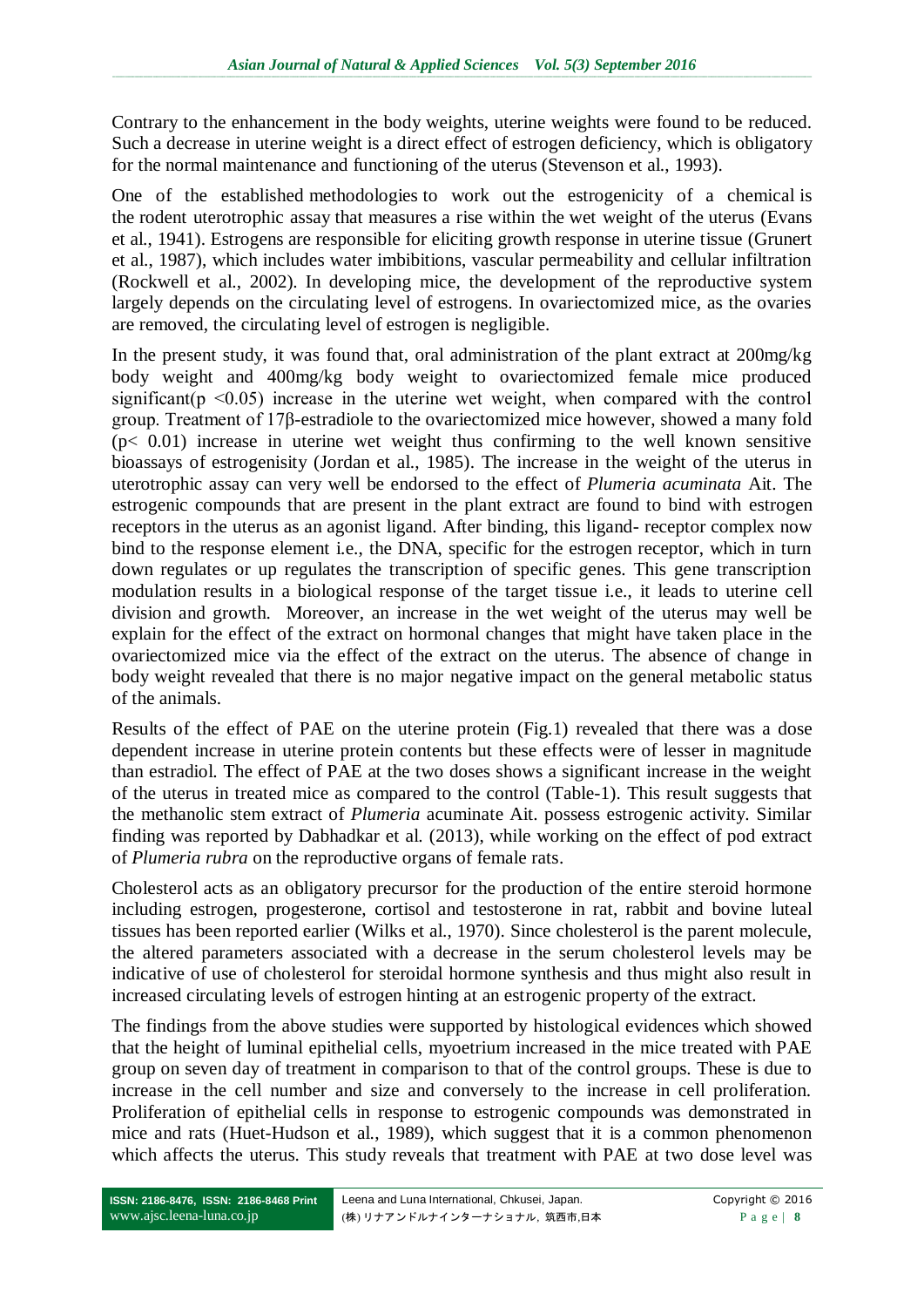Contrary to the enhancement in the body weights, uterine weights were found to be reduced. Such a decrease in uterine weight is a direct effect of estrogen deficiency, which is obligatory for the normal maintenance and functioning of the uterus (Stevenson et al., 1993).

One of the established methodologies to work out the estrogenicity of a chemical is the rodent uterotrophic assay that measures a rise within the wet weight of the uterus (Evans et al., 1941). Estrogens are responsible for eliciting growth response in uterine tissue (Grunert et al., 1987), which includes water imbibitions, vascular permeability and cellular infiltration (Rockwell et al., 2002). In developing mice, the development of the reproductive system largely depends on the circulating level of estrogens. In ovariectomized mice, as the ovaries are removed, the circulating level of estrogen is negligible.

In the present study, it was found that, oral administration of the plant extract at 200mg/kg body weight and 400mg/kg body weight to ovariectomized female mice produced significant($p < 0.05$) increase in the uterine wet weight, when compared with the control group. Treatment of 17β-estradiole to the ovariectomized mice however, showed a many fold ($p < 0.01$) increase in uterine wet weight thus confirming to the well known sensitive bioassays of estrogenisity (Jordan et al., 1985). The increase in the weight of the uterus in uterotrophic assay can very well be endorsed to the effect of *Plumeria acuminata* Ait. The estrogenic compounds that are present in the plant extract are found to bind with estrogen receptors in the uterus as an agonist ligand. After binding, this ligand- receptor complex now bind to the response element i.e., the DNA, specific for the estrogen receptor, which in turn down regulates or up regulates the transcription of specific genes. This gene transcription modulation results in a biological response of the target tissue i.e., it leads to uterine cell division and growth. Moreover, an increase in the wet weight of the uterus may well be explain for the effect of the extract on hormonal changes that might have taken place in the ovariectomized mice via the effect of the extract on the uterus. The absence of change in body weight revealed that there is no major negative impact on the general metabolic status of the animals.

Results of the effect of PAE on the uterine protein (Fig.1) revealed that there was a dose dependent increase in uterine protein contents but these effects were of lesser in magnitude than estradiol. The effect of PAE at the two doses shows a significant increase in the weight of the uterus in treated mice as compared to the control (Table-1). This result suggests that the methanolic stem extract of *Plumeria* acuminate Ait. possess estrogenic activity. Similar finding was reported by Dabhadkar et al. (2013), while working on the effect of pod extract of *Plumeria rubra* on the reproductive organs of female rats.

Cholesterol acts as an obligatory precursor for the production of the entire steroid hormone including estrogen, progesterone, cortisol and testosterone in rat, rabbit and bovine luteal tissues has been reported earlier (Wilks et al., 1970). Since cholesterol is the parent molecule, the altered parameters associated with a decrease in the serum cholesterol levels may be indicative of use of cholesterol for steroidal hormone synthesis and thus might also result in increased circulating levels of estrogen hinting at an estrogenic property of the extract.

The findings from the above studies were supported by histological evidences which showed that the height of luminal epithelial cells, myoetrium increased in the mice treated with PAE group on seven day of treatment in comparison to that of the control groups. These is due to increase in the cell number and size and conversely to the increase in cell proliferation. Proliferation of epithelial cells in response to estrogenic compounds was demonstrated in mice and rats (Huet-Hudson et al., 1989), which suggest that it is a common phenomenon which affects the uterus. This study reveals that treatment with PAE at two dose level was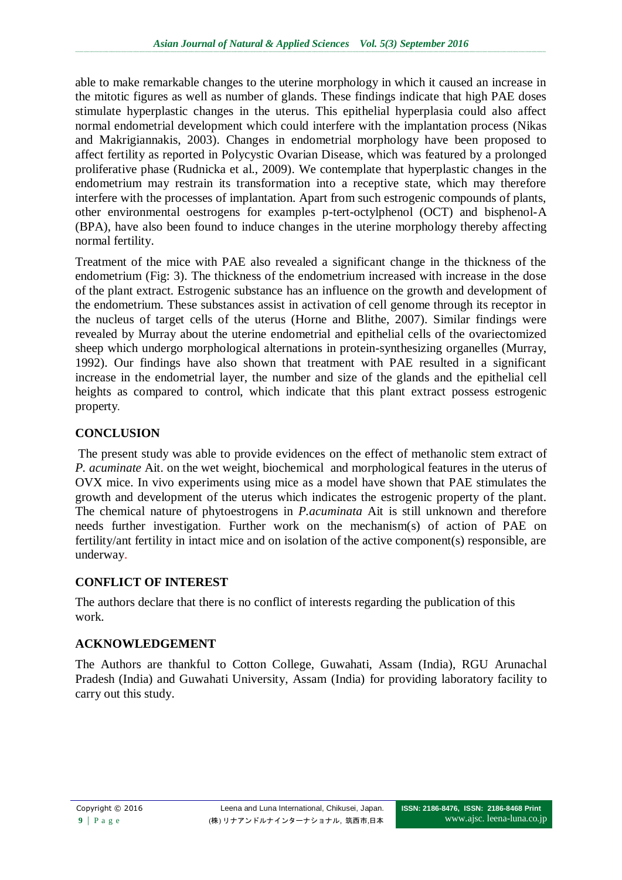able to make remarkable changes to the uterine morphology in which it caused an increase in the mitotic figures as well as number of glands. These findings indicate that high PAE doses stimulate hyperplastic changes in the uterus. This epithelial hyperplasia could also affect normal endometrial development which could interfere with the implantation process (Nikas and Makrigiannakis, 2003). Changes in endometrial morphology have been proposed to affect fertility as reported in Polycystic Ovarian Disease, which was featured by a prolonged proliferative phase (Rudnicka et al., 2009). We contemplate that hyperplastic changes in the endometrium may restrain its transformation into a receptive state, which may therefore interfere with the processes of implantation. Apart from such estrogenic compounds of plants, other environmental oestrogens for examples p-tert-octylphenol (OCT) and bisphenol-A (BPA), have also been found to induce changes in the uterine morphology thereby affecting normal fertility.

Treatment of the mice with PAE also revealed a significant change in the thickness of the endometrium (Fig: 3). The thickness of the endometrium increased with increase in the dose of the plant extract. Estrogenic substance has an influence on the growth and development of the endometrium. These substances assist in activation of cell genome through its receptor in the nucleus of target cells of the uterus (Horne and Blithe, 2007). Similar findings were revealed by Murray about the uterine endometrial and epithelial cells of the ovariectomized sheep which undergo morphological alternations in protein-synthesizing organelles (Murray, 1992). Our findings have also shown that treatment with PAE resulted in a significant increase in the endometrial layer, the number and size of the glands and the epithelial cell heights as compared to control, which indicate that this plant extract possess estrogenic property.

## CONCLUSION

The present study was able to provide evidences on the effect of methanolic stem extract of *P. acuminate* Ait. on the wet weight, biochemical and morphological features in the uterus of OVX mice. In vivo experiments using mice as a model have shown that PAE stimulates the growth and development of the uterus which indicates the estrogenic property of the plant. The chemical nature of phytoestrogens in *P.acuminata* Ait is still unknown and therefore needs further investigation. Further work on the mechanism(s) of action of PAE on fertility/ant fertility in intact mice and on isolation of the active component(s) responsible, are underway.

## CONFLICT OF INTEREST

The authors declare that there is no conflict of interests regarding the publication of this work.

## ACKNOWLEDGEMENT

The Authors are thankful to Cotton College, Guwahati, Assam (India), RGU Arunachal Pradesh (India) and Guwahati University, Assam (India) for providing laboratory facility to carry out this study.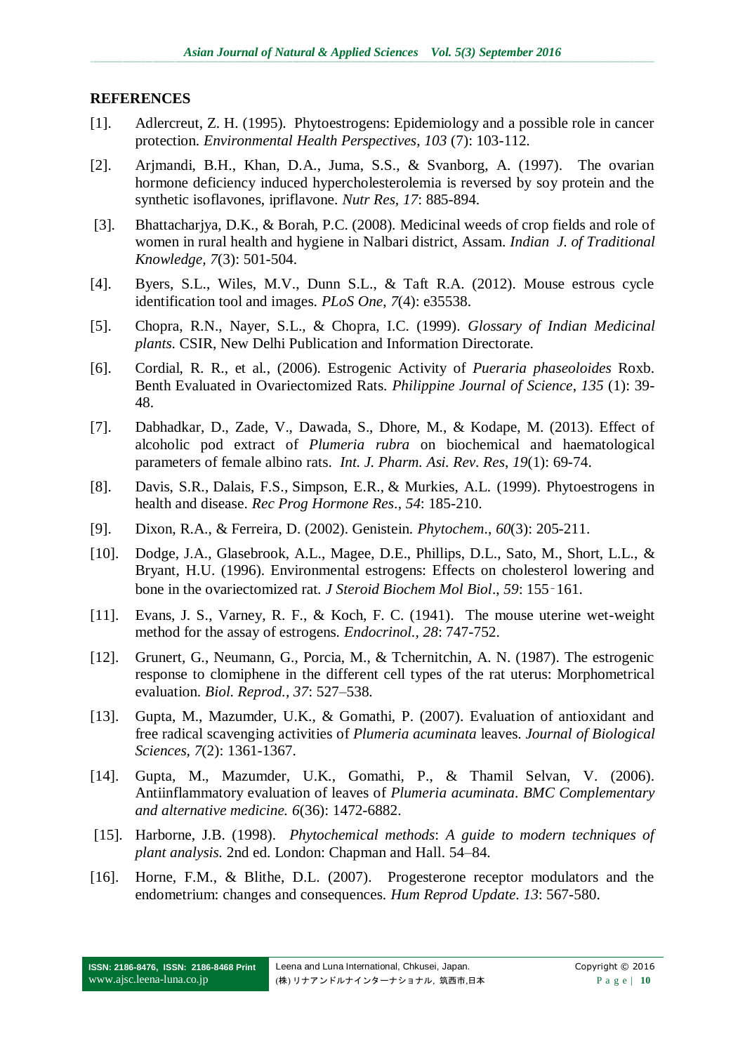## REFERENCES

[1]. Adlercreut, Z. H. (1995). Phytoestrogens: Epidemiology and a possible role in cancer protection. *Environmental Health Perspectives, 103* (7): 103-112.

[2]. Arjmandi, B.H., Khan, D.A., Juma, S.S., & Svanborg, A. (1997). The ovarian hormone deficiency induced hypercholesterolemia is reversed by soy protein and the synthetic isoflavones, ipriflavone. *Nutr Res*, *17*: 885-894.

[3]. Bhattacharjya, D.K., & Borah, P.C. (2008). Medicinal weeds of crop fields and role of women in rural health and hygiene in Nalbari district, Assam. *Indian J. of Traditional Knowledge, 7*(3): 501-504.

[4]. Byers, S.L., Wiles, M.V., Dunn S.L., & Taft R.A. (2012). Mouse estrous cycle identification tool and images. *PLoS One*, *7*(4): e35538.

[5]. Chopra, R.N., Nayer, S.L., & Chopra, I.C. (1999). *Glossary of Indian Medicinal plants*. CSIR, New Delhi Publication and Information Directorate.

[6]. Cordial, R. R., et al., (2006). Estrogenic Activity of *Pueraria phaseoloides* Roxb. Benth Evaluated in Ovariectomized Rats. *Philippine Journal of Science*, *135* (1): 39-48.

[7]. Dabhadkar, D., Zade, V., Dawada, S., Dhore, M., & Kodape, M. (2013). Effect of alcoholic pod extract of *Plumeria rubra* on biochemical and haematological parameters of female albino rats. *Int. J. Pharm. Asi. Rev*. *Res*, *19*(1): 69-74.

[8]. Davis, S.R., Dalais, F.S., Simpson, E.R., & Murkies, A.L. (1999). Phytoestrogens in health and disease. *Rec Prog Hormone Res*., *54*: 185-210.

[9]. Dixon, R.A., & Ferreira, D. (2002). Genistein. *Phytochem*., *60*(3): 205-211.

[10]. Dodge, J.A., Glasebrook, A.L., Magee, D.E., Phillips, D.L., Sato, M., Short, L.L., & Bryant, H.U. (1996). Environmental estrogens: Effects on cholesterol lowering and bone in the ovariectomized rat. *J Steroid Biochem Mol Biol*., *59*: 155–161.

[11]. Evans, J. S., Varney, R. F., & Koch, F. C. (1941). The mouse uterine wet-weight method for the assay of estrogens. *Endocrinol., 28*: 747-752.

[12]. Grunert, G., Neumann, G., Porcia, M., & Tchernitchin, A. N. (1987). The estrogenic response to clomiphene in the different cell types of the rat uterus: Morphometrical evaluation. *Biol. Reprod., 37*: 527–538.

[13]. Gupta, M., Mazumder, U.K., & Gomathi, P. (2007). Evaluation of antioxidant and free radical scavenging activities of *Plumeria acuminata* leaves. *Journal of Biological Sciences, 7*(2): 1361-1367.

[14]. Gupta, M., Mazumder, U.K., Gomathi, P., & Thamil Selvan, V. (2006). Antiinflammatory evaluation of leaves of *Plumeria acuminata*. *BMC Complementary and alternative medicine. 6*(36): 1472-6882.

[15]. Harborne, J.B. (1998). *Phytochemical methods*: *A guide to modern techniques of plant analysis.* 2nd ed. London: Chapman and Hall. 54–84.

[16]. Horne, F.M., & Blithe, D.L. (2007). Progesterone receptor modulators and the endometrium: changes and consequences. *Hum Reprod Update*. *13*: 567-580.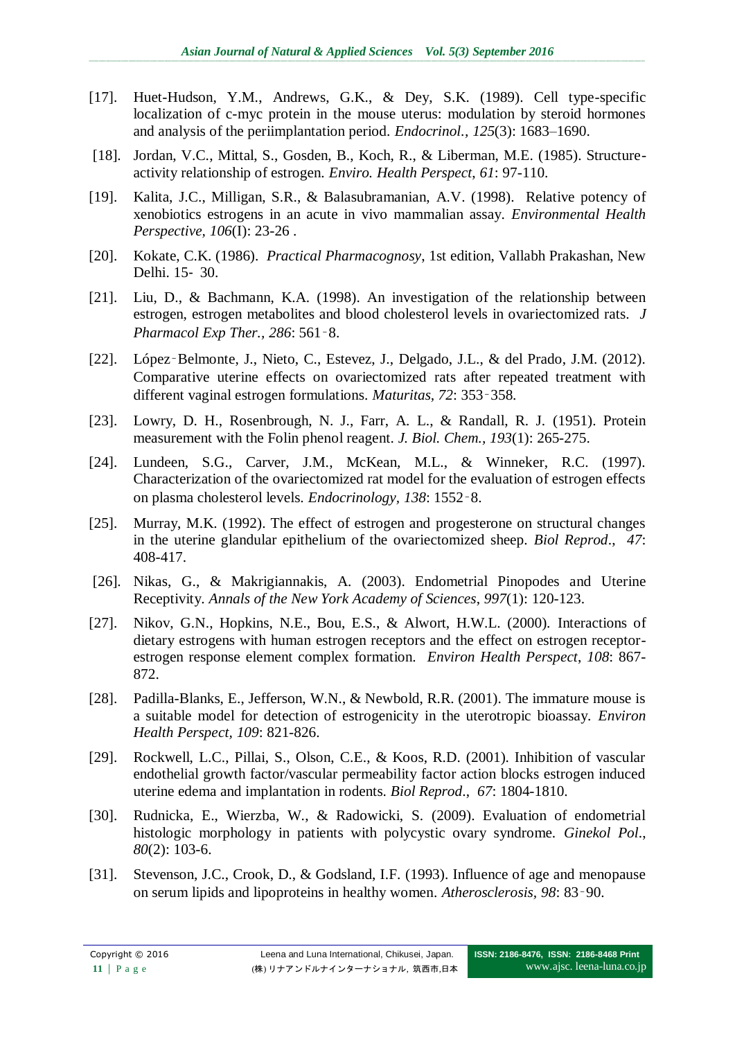[17]. Huet-Hudson, Y.M., Andrews, G.K., & Dey, S.K. (1989). Cell type-specific localization of c-myc protein in the mouse uterus: modulation by steroid hormones and analysis of the periimplantation period. *Endocrinol., 125*(3): 1683–1690.

[18]. Jordan, V.C., Mittal, S., Gosden, B., Koch, R., & Liberman, M.E. (1985). Structure-activity relationship of estrogen. *Enviro. Health Perspect*, *61*: 97-110.

[19]. Kalita, J.C., Milligan, S.R., & Balasubramanian, A.V. (1998). Relative potency of xenobiotics estrogens in an acute in vivo mammalian assay. *Environmental Health Perspective, 106*(I): 23-26 .

[20]. Kokate, C.K. (1986). *Practical Pharmacognosy*, 1st edition, Vallabh Prakashan, New Delhi. 15- 30.

[21]. Liu, D., & Bachmann, K.A. (1998). An investigation of the relationship between estrogen, estrogen metabolites and blood cholesterol levels in ovariectomized rats. *J Pharmacol Exp Ther., 286*: 561‑8.

[22]. López‑Belmonte, J., Nieto, C., Estevez, J., Delgado, J.L., & del Prado, J.M. (2012). Comparative uterine effects on ovariectomized rats after repeated treatment with different vaginal estrogen formulations. *Maturitas, 72*: 353‑358.

[23]. Lowry, D. H., Rosenbrough, N. J., Farr, A. L., & Randall, R. J. (1951). Protein measurement with the Folin phenol reagent. *J. Biol. Chem., 193*(1): 265-275.

[24]. Lundeen, S.G., Carver, J.M., McKean, M.L., & Winneker, R.C. (1997). Characterization of the ovariectomized rat model for the evaluation of estrogen effects on plasma cholesterol levels. *Endocrinology, 138*: 1552‑8.

[25]. Murray, M.K. (1992). The effect of estrogen and progesterone on structural changes in the uterine glandular epithelium of the ovariectomized sheep. *Biol Reprod., 47*: 408-417.

[26]. Nikas, G., & Makrigiannakis, A. (2003). Endometrial Pinopodes and Uterine Receptivity. *Annals of the New York Academy of Sciences*, *997*(1): 120-123.

[27]. Nikov, G.N., Hopkins, N.E., Bou, E.S., & Alwort, H.W.L. (2000). Interactions of dietary estrogens with human estrogen receptors and the effect on estrogen receptor-estrogen response element complex formation. *Environ Health Perspect*, *108*: 867-872.

[28]. Padilla-Blanks, E., Jefferson, W.N., & Newbold, R.R. (2001). The immature mouse is a suitable model for detection of estrogenicity in the uterotropic bioassay. *Environ Health Perspect, 109*: 821-826.

[29]. Rockwell, L.C., Pillai, S., Olson, C.E., & Koos, R.D. (2001). Inhibition of vascular endothelial growth factor/vascular permeability factor action blocks estrogen induced uterine edema and implantation in rodents. *Biol Reprod., 67*: 1804-1810.

[30]. Rudnicka, E., Wierzba, W., & Radowicki, S. (2009). Evaluation of endometrial histologic morphology in patients with polycystic ovary syndrome. *Ginekol Pol., 80*(2): 103-6.

[31]. Stevenson, J.C., Crook, D., & Godsland, I.F. (1993). Influence of age and menopause on serum lipids and lipoproteins in healthy women. *Atherosclerosis, 98*: 83‑90.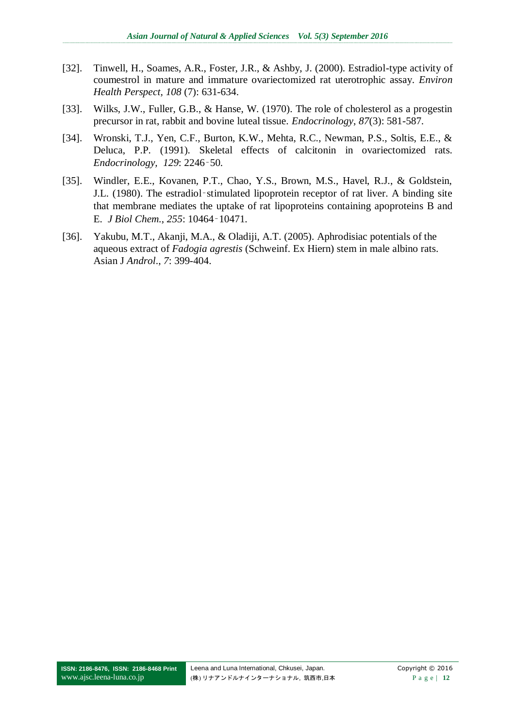[32]. Tinwell, H., Soames, A.R., Foster, J.R., & Ashby, J. (2000). Estradiol-type activity of coumestrol in mature and immature ovariectomized rat uterotrophic assay. *Environ Health Perspect*, *108* (7): 631-634.

[33]. Wilks, J.W., Fuller, G.B., & Hanse, W. (1970). The role of cholesterol as a progestin precursor in rat, rabbit and bovine luteal tissue. *Endocrinology*, *87*(3): 581-587.

[34]. Wronski, T.J., Yen, C.F., Burton, K.W., Mehta, R.C., Newman, P.S., Soltis, E.E., & Deluca, P.P. (1991). Skeletal effects of calcitonin in ovariectomized rats. *Endocrinology*, *129*: 2246‑50.

[35]. Windler, E.E., Kovanen, P.T., Chao, Y.S., Brown, M.S., Havel, R.J., & Goldstein, J.L. (1980). The estradiol‑stimulated lipoprotein receptor of rat liver. A binding site that membrane mediates the uptake of rat lipoproteins containing apoproteins B and E. *J Biol Chem.*, *255*: 10464‑10471.

[36]. Yakubu, M.T., Akanji, M.A., & Oladiji, A.T. (2005). Aphrodisiac potentials of the aqueous extract of *Fadogia agrestis* (Schweinf. Ex Hiern) stem in male albino rats. Asian J *Androl*., *7*: 399-404.